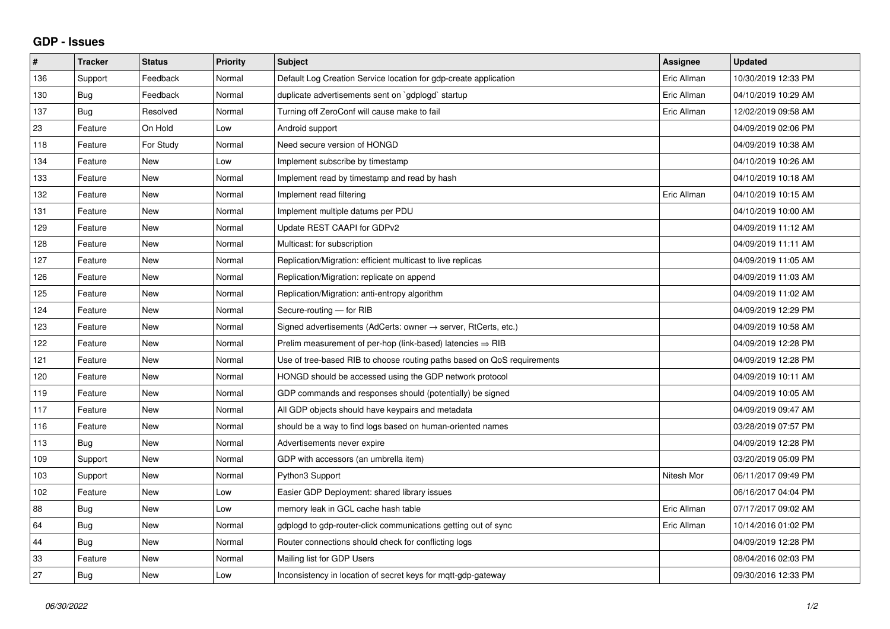## GDP - Issues

| # | Tracker | Status | Priority | Subject | Assignee | Updated |
|---|---|---|---|---|---|---|
| 136 | Support | Feedback | Normal | Default Log Creation Service location for gdp-create application | Eric Allman | 10/30/2019 12:33 PM |
| 130 | Bug | Feedback | Normal | duplicate advertisements sent on `gdplogd` startup | Eric Allman | 04/10/2019 10:29 AM |
| 137 | Bug | Resolved | Normal | Turning off ZeroConf will cause make to fail | Eric Allman | 12/02/2019 09:58 AM |
| 23 | Feature | On Hold | Low | Android support | | 04/09/2019 02:06 PM |
| 118 | Feature | For Study | Normal | Need secure version of HONGD | | 04/09/2019 10:38 AM |
| 134 | Feature | New | Low | Implement subscribe by timestamp | | 04/10/2019 10:26 AM |
| 133 | Feature | New | Normal | Implement read by timestamp and read by hash | | 04/10/2019 10:18 AM |
| 132 | Feature | New | Normal | Implement read filtering | Eric Allman | 04/10/2019 10:15 AM |
| 131 | Feature | New | Normal | Implement multiple datums per PDU | | 04/10/2019 10:00 AM |
| 129 | Feature | New | Normal | Update REST CAAPI for GDPv2 | | 04/09/2019 11:12 AM |
| 128 | Feature | New | Normal | Multicast: for subscription | | 04/09/2019 11:11 AM |
| 127 | Feature | New | Normal | Replication/Migration: efficient multicast to live replicas | | 04/09/2019 11:05 AM |
| 126 | Feature | New | Normal | Replication/Migration: replicate on append | | 04/09/2019 11:03 AM |
| 125 | Feature | New | Normal | Replication/Migration: anti-entropy algorithm | | 04/09/2019 11:02 AM |
| 124 | Feature | New | Normal | Secure-routing — for RIB | | 04/09/2019 12:29 PM |
| 123 | Feature | New | Normal | Signed advertisements (AdCerts: owner → server, RtCerts, etc.) | | 04/09/2019 10:58 AM |
| 122 | Feature | New | Normal | Prelim measurement of per-hop (link-based) latencies ⇒ RIB | | 04/09/2019 12:28 PM |
| 121 | Feature | New | Normal | Use of tree-based RIB to choose routing paths based on QoS requirements | | 04/09/2019 12:28 PM |
| 120 | Feature | New | Normal | HONGD should be accessed using the GDP network protocol | | 04/09/2019 10:11 AM |
| 119 | Feature | New | Normal | GDP commands and responses should (potentially) be signed | | 04/09/2019 10:05 AM |
| 117 | Feature | New | Normal | All GDP objects should have keypairs and metadata | | 04/09/2019 09:47 AM |
| 116 | Feature | New | Normal | should be a way to find logs based on human-oriented names | | 03/28/2019 07:57 PM |
| 113 | Bug | New | Normal | Advertisements never expire | | 04/09/2019 12:28 PM |
| 109 | Support | New | Normal | GDP with accessors (an umbrella item) | | 03/20/2019 05:09 PM |
| 103 | Support | New | Normal | Python3 Support | Nitesh Mor | 06/11/2017 09:49 PM |
| 102 | Feature | New | Low | Easier GDP Deployment: shared library issues | | 06/16/2017 04:04 PM |
| 88 | Bug | New | Low | memory leak in GCL cache hash table | Eric Allman | 07/17/2017 09:02 AM |
| 64 | Bug | New | Normal | gdplogd to gdp-router-click communications getting out of sync | Eric Allman | 10/14/2016 01:02 PM |
| 44 | Bug | New | Normal | Router connections should check for conflicting logs | | 04/09/2019 12:28 PM |
| 33 | Feature | New | Normal | Mailing list for GDP Users | | 08/04/2016 02:03 PM |
| 27 | Bug | New | Low | Inconsistency in location of secret keys for mqtt-gdp-gateway | | 09/30/2016 12:33 PM |

*06/30/2022*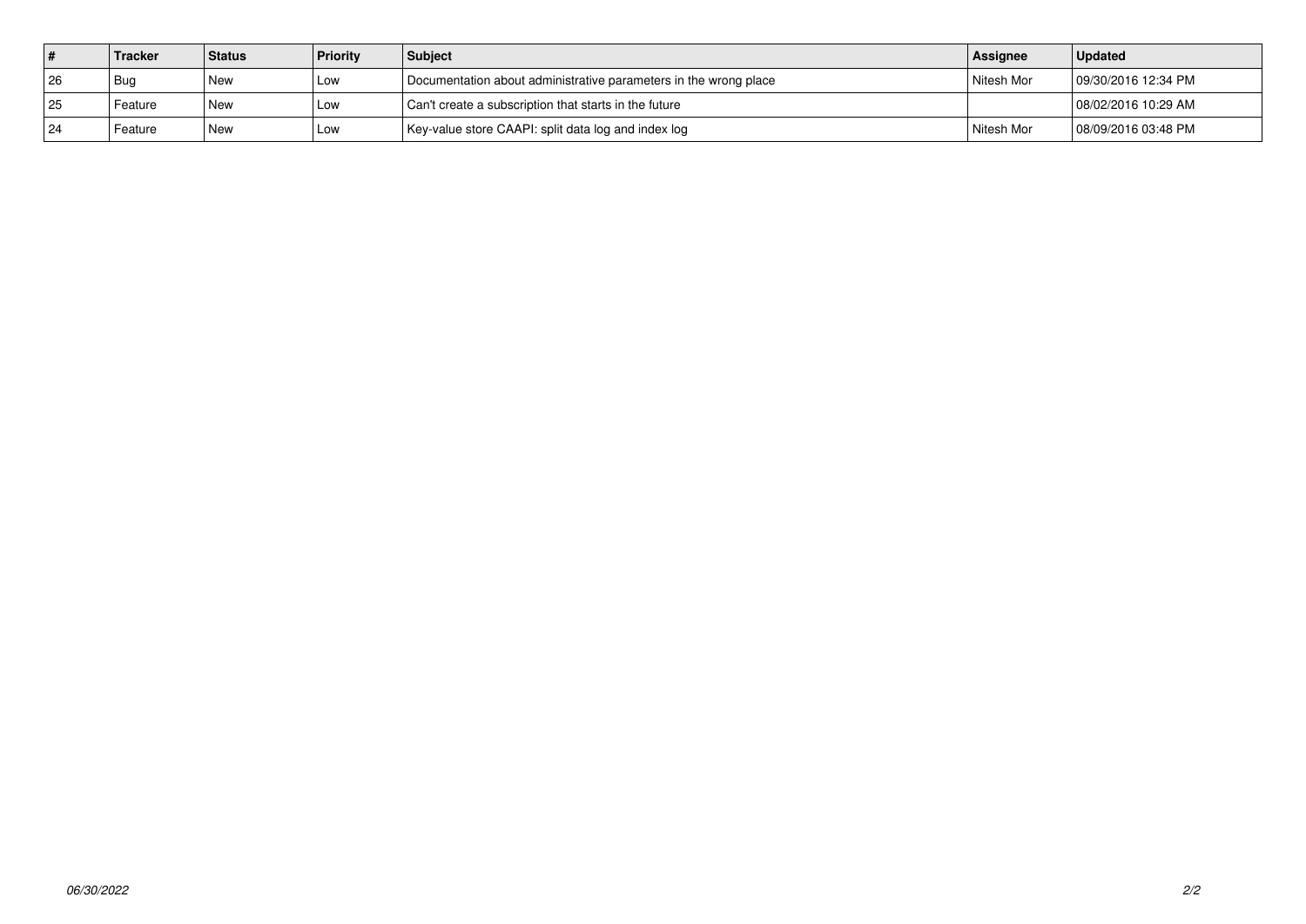| # | Tracker | Status | Priority | Subject | Assignee | Updated |
|---|---|---|---|---|---|---|
| 26 | Bug | New | Low | Documentation about administrative parameters in the wrong place | Nitesh Mor | 09/30/2016 12:34 PM |
| 25 | Feature | New | Low | Can't create a subscription that starts in the future | | 08/02/2016 10:29 AM |
| 24 | Feature | New | Low | Key-value store CAAPI: split data log and index log | Nitesh Mor | 08/09/2016 03:48 PM |